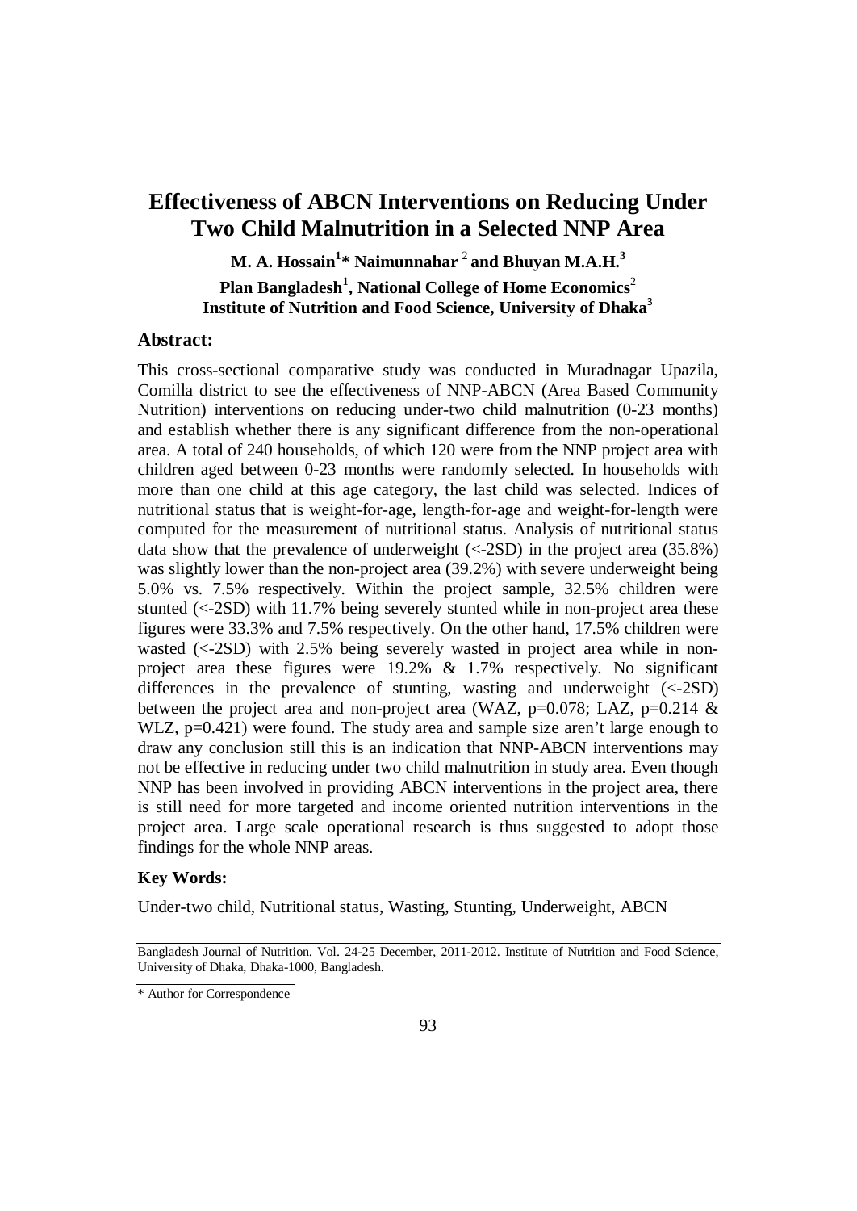# Effectiveness of ABCN Interventions on Reducing Under Two Child Malnutrition in a Selected NNP Area

**M. A. Hossain[1]\* Naimunnahar [2] and Bhuyan M.A.H.[3]**

**Plan Bangladesh[1], National College of Home Economics[2]**
**Institute of Nutrition and Food Science, University of Dhaka[3]**

## Abstract:

This cross-sectional comparative study was conducted in Muradnagar Upazila, Comilla district to see the effectiveness of NNP-ABCN (Area Based Community Nutrition) interventions on reducing under-two child malnutrition (0-23 months) and establish whether there is any significant difference from the non-operational area. A total of 240 households, of which 120 were from the NNP project area with children aged between 0-23 months were randomly selected. In households with more than one child at this age category, the last child was selected. Indices of nutritional status that is weight-for-age, length-for-age and weight-for-length were computed for the measurement of nutritional status. Analysis of nutritional status data show that the prevalence of underweight (<-2SD) in the project area (35.8%) was slightly lower than the non-project area (39.2%) with severe underweight being 5.0% vs. 7.5% respectively. Within the project sample, 32.5% children were stunted (<-2SD) with 11.7% being severely stunted while in non-project area these figures were 33.3% and 7.5% respectively. On the other hand, 17.5% children were wasted (<-2SD) with 2.5% being severely wasted in project area while in non-project area these figures were 19.2% & 1.7% respectively. No significant differences in the prevalence of stunting, wasting and underweight (<-2SD) between the project area and non-project area (WAZ, $p=0.078$; LAZ, $p=0.214$ & WLZ, $p=0.421$) were found. The study area and sample size aren't large enough to draw any conclusion still this is an indication that NNP-ABCN interventions may not be effective in reducing under two child malnutrition in study area. Even though NNP has been involved in providing ABCN interventions in the project area, there is still need for more targeted and income oriented nutrition interventions in the project area. Large scale operational research is thus suggested to adopt those findings for the whole NNP areas.

### Key Words:

Under-two child, Nutritional status, Wasting, Stunting, Underweight, ABCN

---

Bangladesh Journal of Nutrition. Vol. 24-25 December, 2011-2012. Institute of Nutrition and Food Science, University of Dhaka, Dhaka-1000, Bangladesh.

\* Author for Correspondence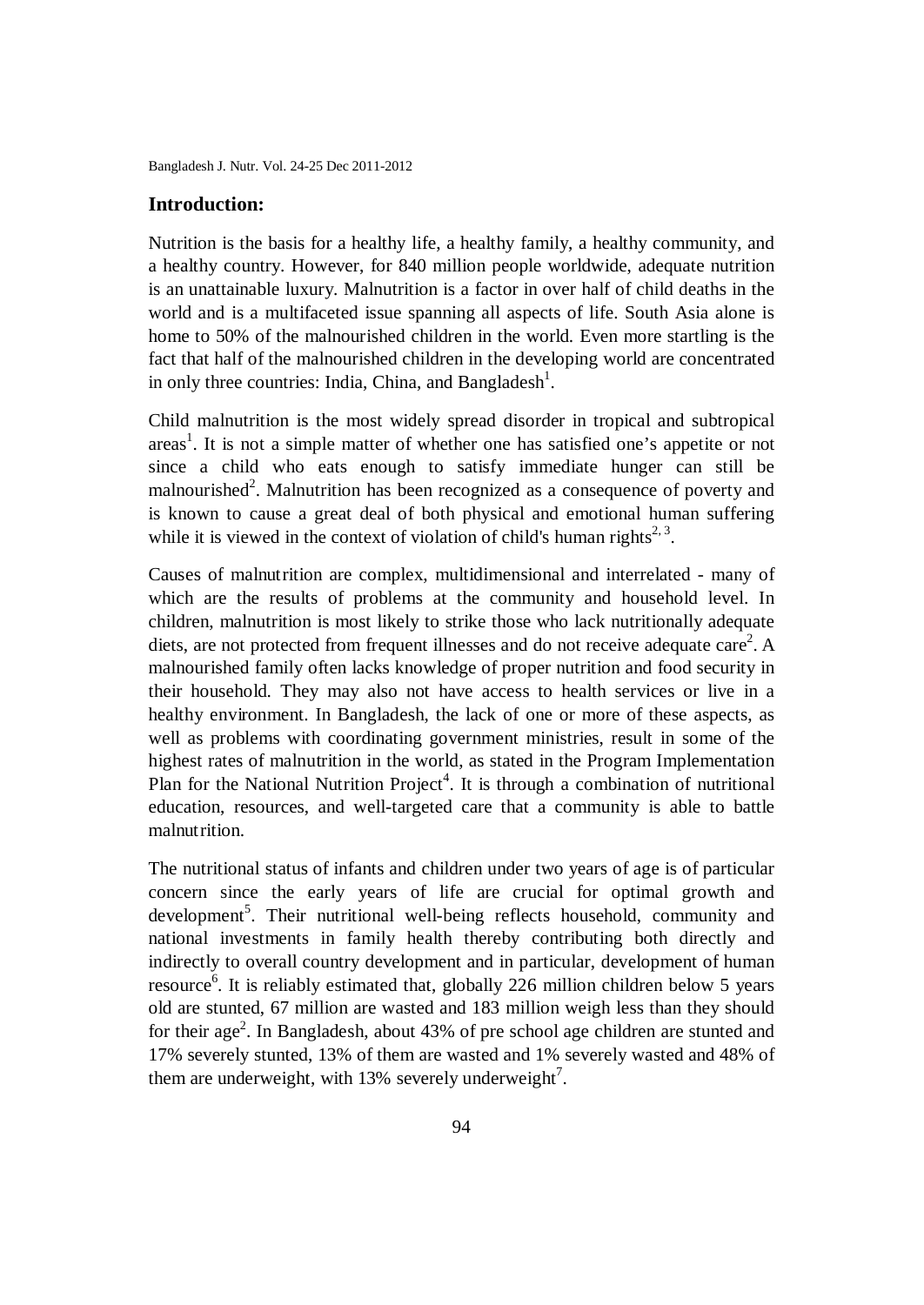## Introduction:

Nutrition is the basis for a healthy life, a healthy family, a healthy community, and a healthy country. However, for 840 million people worldwide, adequate nutrition is an unattainable luxury. Malnutrition is a factor in over half of child deaths in the world and is a multifaceted issue spanning all aspects of life. South Asia alone is home to 50% of the malnourished children in the world. Even more startling is the fact that half of the malnourished children in the developing world are concentrated in only three countries: India, China, and Bangladesh[1].

Child malnutrition is the most widely spread disorder in tropical and subtropical areas[1]. It is not a simple matter of whether one has satisfied one's appetite or not since a child who eats enough to satisfy immediate hunger can still be malnourished[2]. Malnutrition has been recognized as a consequence of poverty and is known to cause a great deal of both physical and emotional human suffering while it is viewed in the context of violation of child's human rights[2, 3].

Causes of malnutrition are complex, multidimensional and interrelated - many of which are the results of problems at the community and household level. In children, malnutrition is most likely to strike those who lack nutritionally adequate diets, are not protected from frequent illnesses and do not receive adequate care[2]. A malnourished family often lacks knowledge of proper nutrition and food security in their household. They may also not have access to health services or live in a healthy environment. In Bangladesh, the lack of one or more of these aspects, as well as problems with coordinating government ministries, result in some of the highest rates of malnutrition in the world, as stated in the Program Implementation Plan for the National Nutrition Project[4]. It is through a combination of nutritional education, resources, and well-targeted care that a community is able to battle malnutrition.

The nutritional status of infants and children under two years of age is of particular concern since the early years of life are crucial for optimal growth and development[5]. Their nutritional well-being reflects household, community and national investments in family health thereby contributing both directly and indirectly to overall country development and in particular, development of human resource[6]. It is reliably estimated that, globally 226 million children below 5 years old are stunted, 67 million are wasted and 183 million weigh less than they should for their age[2]. In Bangladesh, about 43% of pre school age children are stunted and 17% severely stunted, 13% of them are wasted and 1% severely wasted and 48% of them are underweight, with 13% severely underweight[7].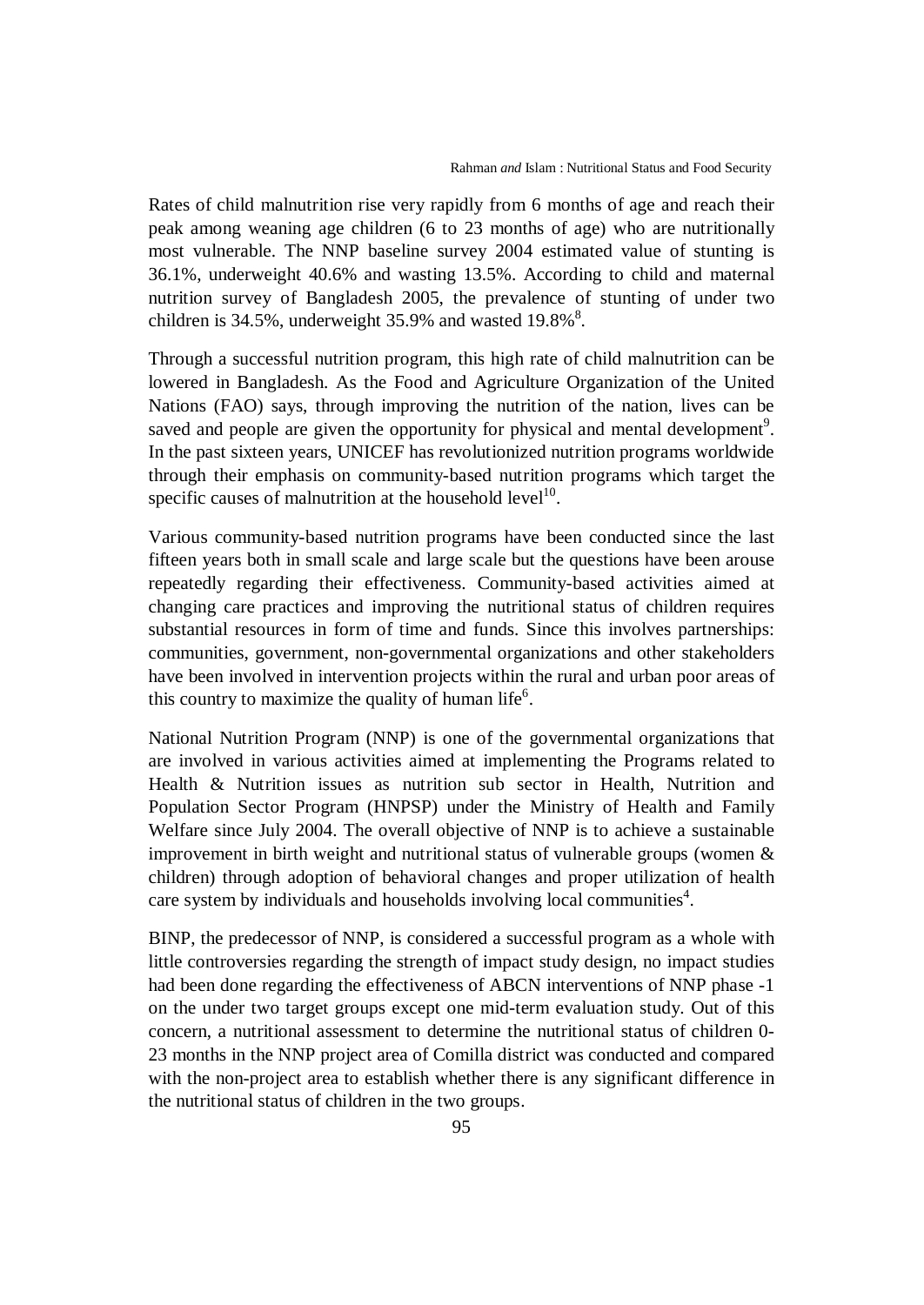Rates of child malnutrition rise very rapidly from 6 months of age and reach their peak among weaning age children (6 to 23 months of age) who are nutritionally most vulnerable. The NNP baseline survey 2004 estimated value of stunting is 36.1%, underweight 40.6% and wasting 13.5%. According to child and maternal nutrition survey of Bangladesh 2005, the prevalence of stunting of under two children is 34.5%, underweight 35.9% and wasted 19.8%[8].

Through a successful nutrition program, this high rate of child malnutrition can be lowered in Bangladesh. As the Food and Agriculture Organization of the United Nations (FAO) says, through improving the nutrition of the nation, lives can be saved and people are given the opportunity for physical and mental development[9]. In the past sixteen years, UNICEF has revolutionized nutrition programs worldwide through their emphasis on community-based nutrition programs which target the specific causes of malnutrition at the household level[10].

Various community-based nutrition programs have been conducted since the last fifteen years both in small scale and large scale but the questions have been arouse repeatedly regarding their effectiveness. Community-based activities aimed at changing care practices and improving the nutritional status of children requires substantial resources in form of time and funds. Since this involves partnerships: communities, government, non-governmental organizations and other stakeholders have been involved in intervention projects within the rural and urban poor areas of this country to maximize the quality of human life[6].

National Nutrition Program (NNP) is one of the governmental organizations that are involved in various activities aimed at implementing the Programs related to Health & Nutrition issues as nutrition sub sector in Health, Nutrition and Population Sector Program (HNPSP) under the Ministry of Health and Family Welfare since July 2004. The overall objective of NNP is to achieve a sustainable improvement in birth weight and nutritional status of vulnerable groups (women & children) through adoption of behavioral changes and proper utilization of health care system by individuals and households involving local communities[4].

BINP, the predecessor of NNP, is considered a successful program as a whole with little controversies regarding the strength of impact study design, no impact studies had been done regarding the effectiveness of ABCN interventions of NNP phase -1 on the under two target groups except one mid-term evaluation study. Out of this concern, a nutritional assessment to determine the nutritional status of children 0-23 months in the NNP project area of Comilla district was conducted and compared with the non-project area to establish whether there is any significant difference in the nutritional status of children in the two groups.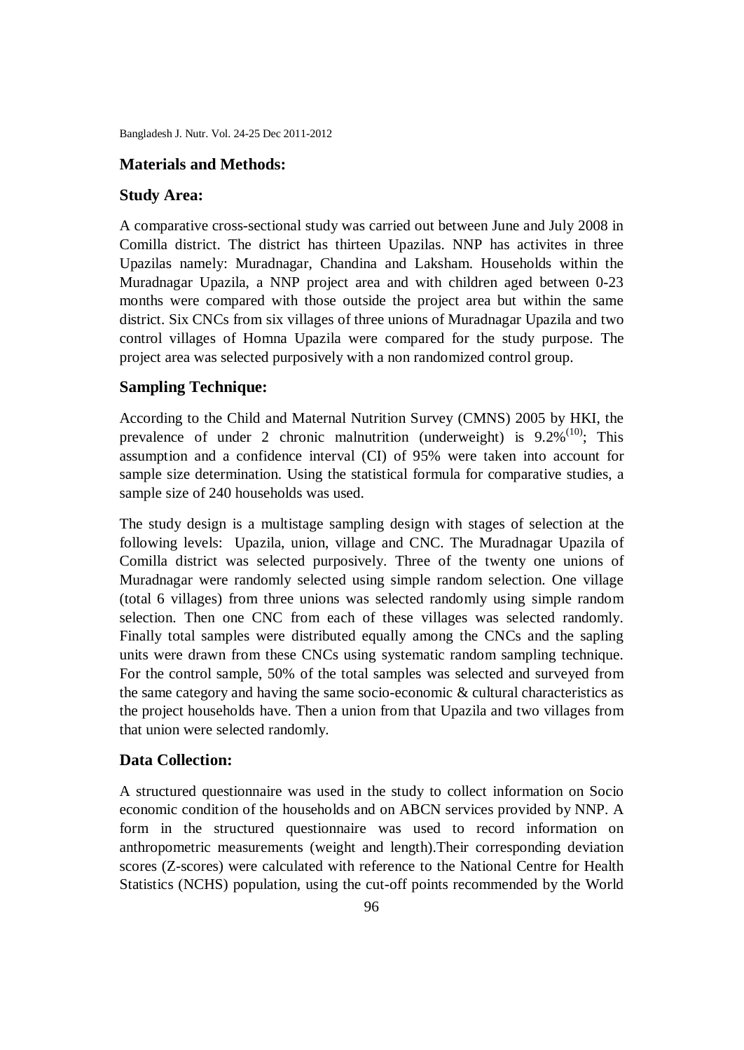## Materials and Methods:

### Study Area:

A comparative cross-sectional study was carried out between June and July 2008 in Comilla district. The district has thirteen Upazilas. NNP has activites in three Upazilas namely: Muradnagar, Chandina and Laksham. Households within the Muradnagar Upazila, a NNP project area and with children aged between 0-23 months were compared with those outside the project area but within the same district. Six CNCs from six villages of three unions of Muradnagar Upazila and two control villages of Homna Upazila were compared for the study purpose. The project area was selected purposively with a non randomized control group.

### Sampling Technique:

According to the Child and Maternal Nutrition Survey (CMNS) 2005 by HKI, the prevalence of under 2 chronic malnutrition (underweight) is 9.2%[10]; This assumption and a confidence interval (CI) of 95% were taken into account for sample size determination. Using the statistical formula for comparative studies, a sample size of 240 households was used.

The study design is a multistage sampling design with stages of selection at the following levels: Upazila, union, village and CNC. The Muradnagar Upazila of Comilla district was selected purposively. Three of the twenty one unions of Muradnagar were randomly selected using simple random selection. One village (total 6 villages) from three unions was selected randomly using simple random selection. Then one CNC from each of these villages was selected randomly. Finally total samples were distributed equally among the CNCs and the sapling units were drawn from these CNCs using systematic random sampling technique. For the control sample, 50% of the total samples was selected and surveyed from the same category and having the same socio-economic & cultural characteristics as the project households have. Then a union from that Upazila and two villages from that union were selected randomly.

### Data Collection:

A structured questionnaire was used in the study to collect information on Socio economic condition of the households and on ABCN services provided by NNP. A form in the structured questionnaire was used to record information on anthropometric measurements (weight and length).Their corresponding deviation scores (Z-scores) were calculated with reference to the National Centre for Health Statistics (NCHS) population, using the cut-off points recommended by the World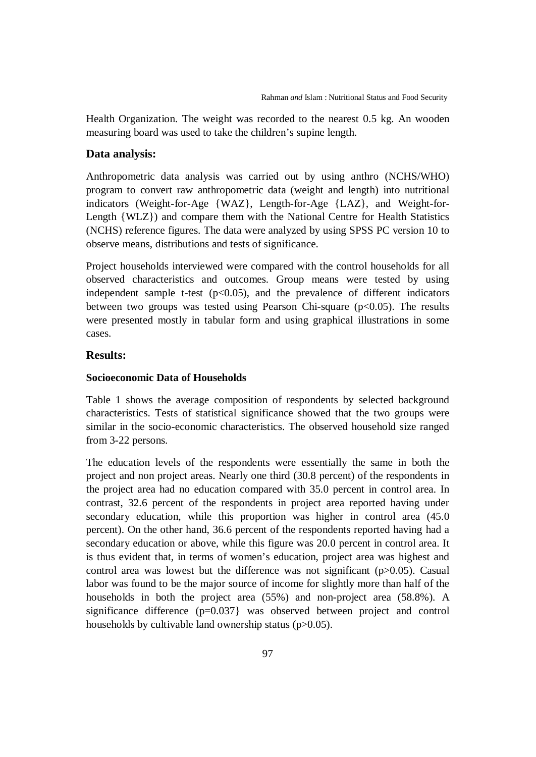Health Organization. The weight was recorded to the nearest 0.5 kg. An wooden measuring board was used to take the children's supine length.

## Data analysis:

Anthropometric data analysis was carried out by using anthro (NCHS/WHO) program to convert raw anthropometric data (weight and length) into nutritional indicators (Weight-for-Age {WAZ}, Length-for-Age {LAZ}, and Weight-for-Length {WLZ}) and compare them with the National Centre for Health Statistics (NCHS) reference figures. The data were analyzed by using SPSS PC version 10 to observe means, distributions and tests of significance.

Project households interviewed were compared with the control households for all observed characteristics and outcomes. Group means were tested by using independent sample t-test ($p<0.05$), and the prevalence of different indicators between two groups was tested using Pearson Chi-square ($p<0.05$). The results were presented mostly in tabular form and using graphical illustrations in some cases.

## Results:

### Socioeconomic Data of Households

Table 1 shows the average composition of respondents by selected background characteristics. Tests of statistical significance showed that the two groups were similar in the socio-economic characteristics. The observed household size ranged from 3-22 persons.

The education levels of the respondents were essentially the same in both the project and non project areas. Nearly one third (30.8 percent) of the respondents in the project area had no education compared with 35.0 percent in control area. In contrast, 32.6 percent of the respondents in project area reported having under secondary education, while this proportion was higher in control area (45.0 percent). On the other hand, 36.6 percent of the respondents reported having had a secondary education or above, while this figure was 20.0 percent in control area. It is thus evident that, in terms of women's education, project area was highest and control area was lowest but the difference was not significant ($p>0.05$). Casual labor was found to be the major source of income for slightly more than half of the households in both the project area (55%) and non-project area (58.8%). A significance difference ($p=0.037$} was observed between project and control households by cultivable land ownership status ($p>0.05$).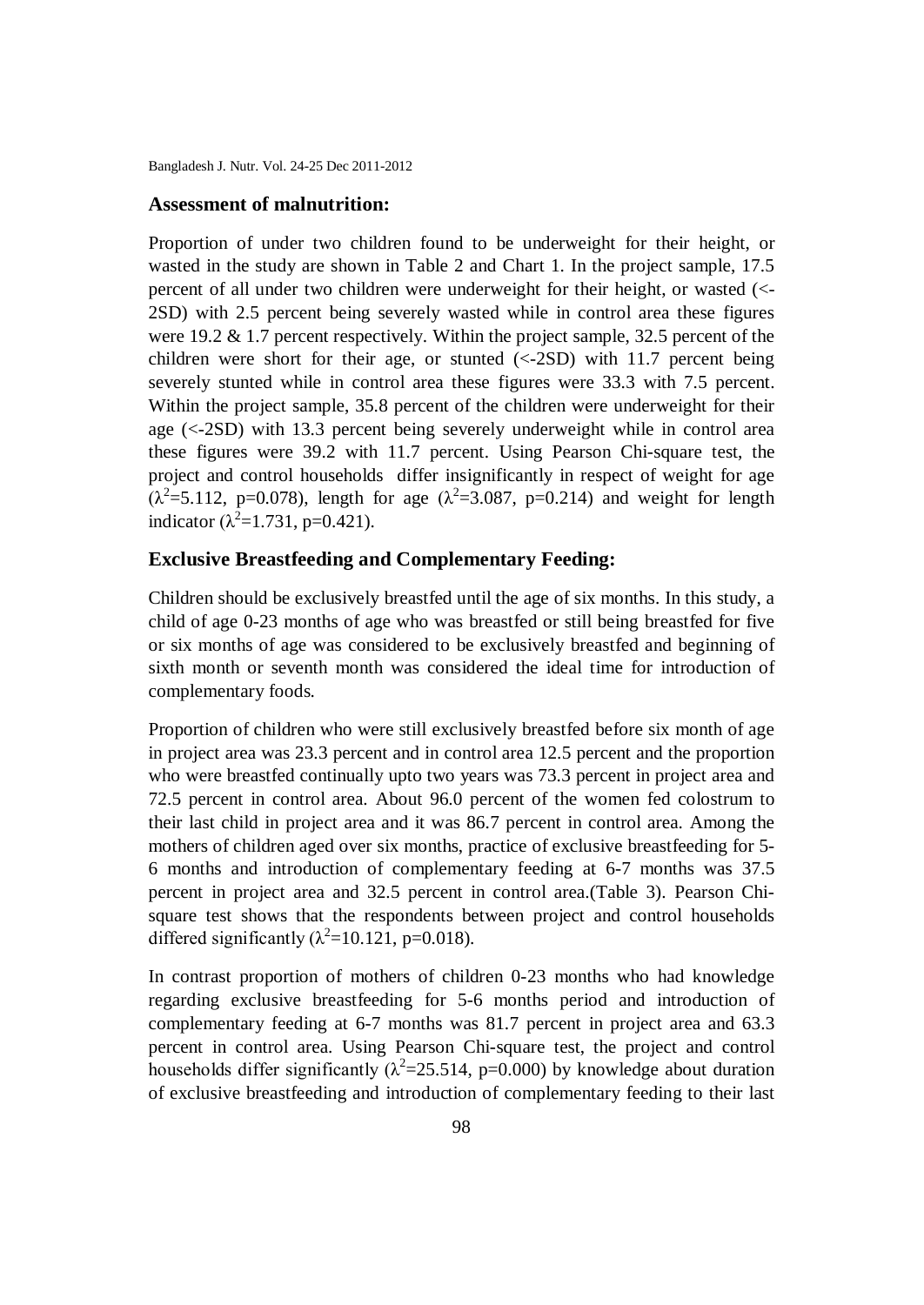## Assessment of malnutrition:

Proportion of under two children found to be underweight for their height, or wasted in the study are shown in Table 2 and Chart 1. In the project sample, 17.5 percent of all under two children were underweight for their height, or wasted (<-2SD) with 2.5 percent being severely wasted while in control area these figures were 19.2 & 1.7 percent respectively. Within the project sample, 32.5 percent of the children were short for their age, or stunted (<-2SD) with 11.7 percent being severely stunted while in control area these figures were 33.3 with 7.5 percent. Within the project sample, 35.8 percent of the children were underweight for their age (<-2SD) with 13.3 percent being severely underweight while in control area these figures were 39.2 with 11.7 percent. Using Pearson Chi-square test, the project and control households differ insignificantly in respect of weight for age ($\lambda^2$=5.112, p=0.078), length for age ($\lambda^2$=3.087, p=0.214) and weight for length indicator ($\lambda^2$=1.731, p=0.421).

## Exclusive Breastfeeding and Complementary Feeding:

Children should be exclusively breastfed until the age of six months. In this study, a child of age 0-23 months of age who was breastfed or still being breastfed for five or six months of age was considered to be exclusively breastfed and beginning of sixth month or seventh month was considered the ideal time for introduction of complementary foods.

Proportion of children who were still exclusively breastfed before six month of age in project area was 23.3 percent and in control area 12.5 percent and the proportion who were breastfed continually upto two years was 73.3 percent in project area and 72.5 percent in control area. About 96.0 percent of the women fed colostrum to their last child in project area and it was 86.7 percent in control area. Among the mothers of children aged over six months, practice of exclusive breastfeeding for 5-6 months and introduction of complementary feeding at 6-7 months was 37.5 percent in project area and 32.5 percent in control area.(Table 3). Pearson Chi-square test shows that the respondents between project and control households differed significantly ($\lambda^2$=10.121, p=0.018).

In contrast proportion of mothers of children 0-23 months who had knowledge regarding exclusive breastfeeding for 5-6 months period and introduction of complementary feeding at 6-7 months was 81.7 percent in project area and 63.3 percent in control area. Using Pearson Chi-square test, the project and control households differ significantly ($\lambda^2$=25.514, p=0.000) by knowledge about duration of exclusive breastfeeding and introduction of complementary feeding to their last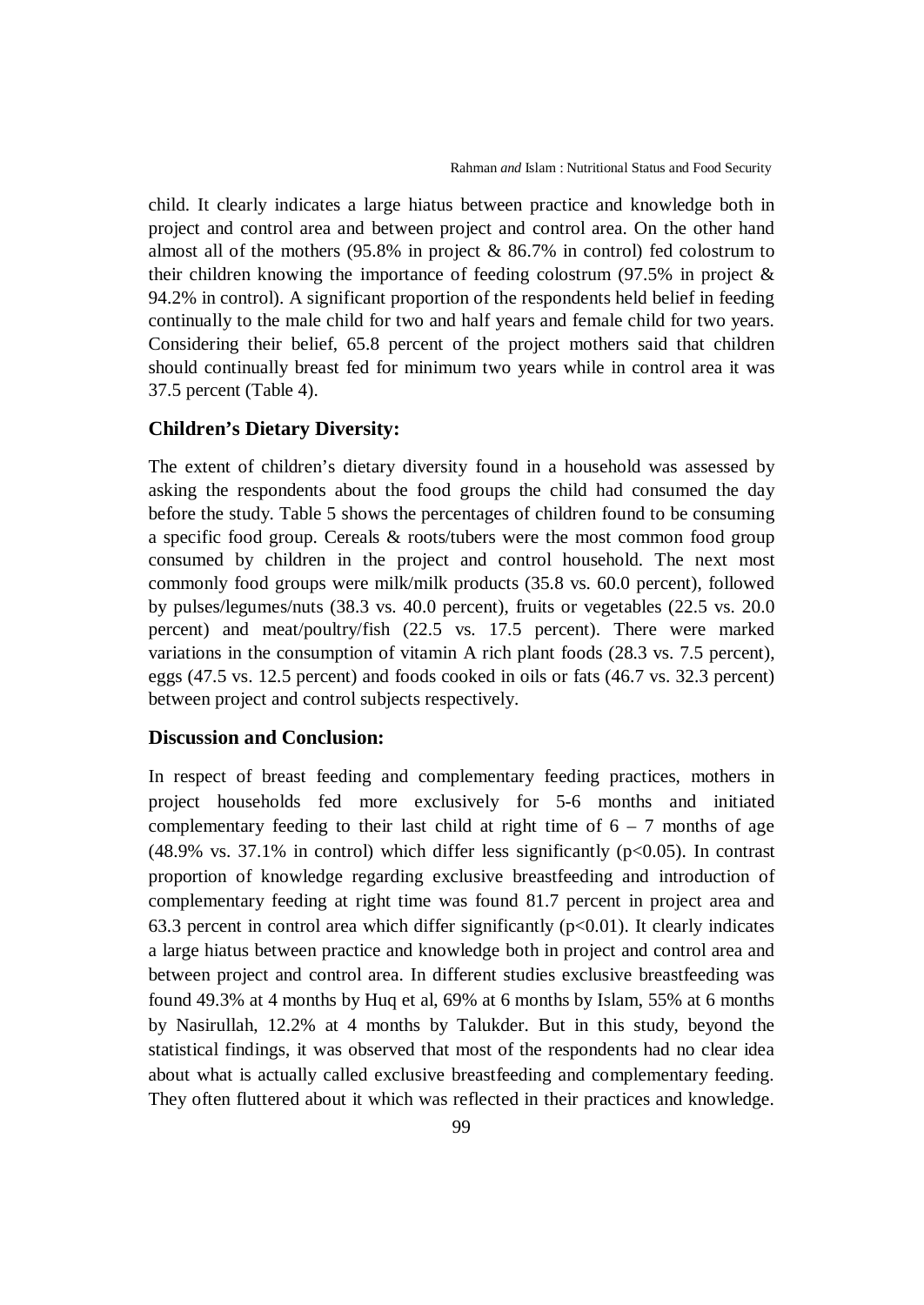child. It clearly indicates a large hiatus between practice and knowledge both in project and control area and between project and control area. On the other hand almost all of the mothers (95.8% in project & 86.7% in control) fed colostrum to their children knowing the importance of feeding colostrum (97.5% in project & 94.2% in control). A significant proportion of the respondents held belief in feeding continually to the male child for two and half years and female child for two years. Considering their belief, 65.8 percent of the project mothers said that children should continually breast fed for minimum two years while in control area it was 37.5 percent (Table 4).

### Children's Dietary Diversity:

The extent of children's dietary diversity found in a household was assessed by asking the respondents about the food groups the child had consumed the day before the study. Table 5 shows the percentages of children found to be consuming a specific food group. Cereals & roots/tubers were the most common food group consumed by children in the project and control household. The next most commonly food groups were milk/milk products (35.8 vs. 60.0 percent), followed by pulses/legumes/nuts (38.3 vs. 40.0 percent), fruits or vegetables (22.5 vs. 20.0 percent) and meat/poultry/fish (22.5 vs. 17.5 percent). There were marked variations in the consumption of vitamin A rich plant foods (28.3 vs. 7.5 percent), eggs (47.5 vs. 12.5 percent) and foods cooked in oils or fats (46.7 vs. 32.3 percent) between project and control subjects respectively.

### Discussion and Conclusion:

In respect of breast feeding and complementary feeding practices, mothers in project households fed more exclusively for 5-6 months and initiated complementary feeding to their last child at right time of 6 – 7 months of age (48.9% vs. 37.1% in control) which differ less significantly ($p<0.05$). In contrast proportion of knowledge regarding exclusive breastfeeding and introduction of complementary feeding at right time was found 81.7 percent in project area and 63.3 percent in control area which differ significantly ($p<0.01$). It clearly indicates a large hiatus between practice and knowledge both in project and control area and between project and control area. In different studies exclusive breastfeeding was found 49.3% at 4 months by Huq et al, 69% at 6 months by Islam, 55% at 6 months by Nasirullah, 12.2% at 4 months by Talukder. But in this study, beyond the statistical findings, it was observed that most of the respondents had no clear idea about what is actually called exclusive breastfeeding and complementary feeding. They often fluttered about it which was reflected in their practices and knowledge.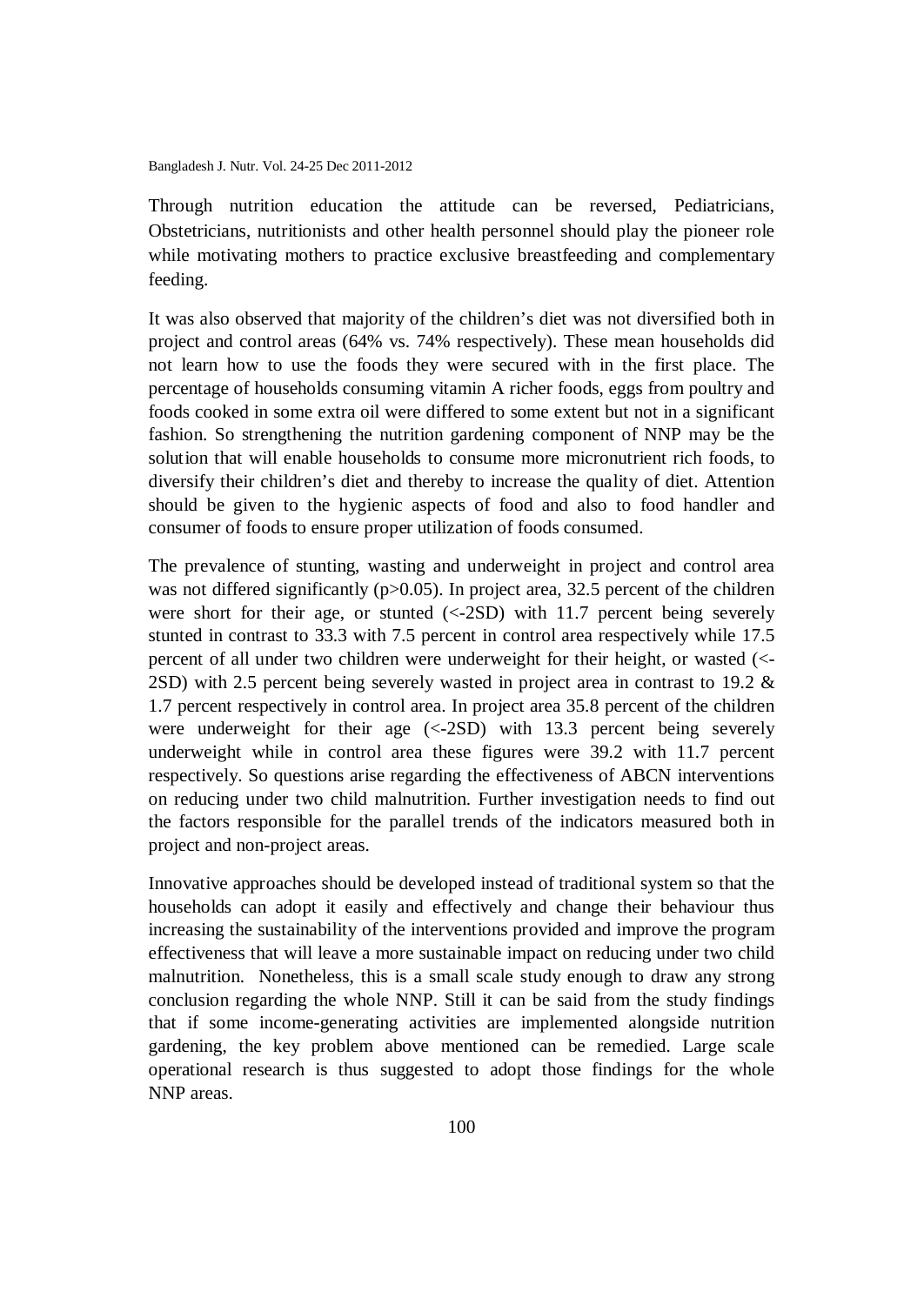Through nutrition education the attitude can be reversed, Pediatricians, Obstetricians, nutritionists and other health personnel should play the pioneer role while motivating mothers to practice exclusive breastfeeding and complementary feeding.

It was also observed that majority of the children's diet was not diversified both in project and control areas (64% vs. 74% respectively). These mean households did not learn how to use the foods they were secured with in the first place. The percentage of households consuming vitamin A richer foods, eggs from poultry and foods cooked in some extra oil were differed to some extent but not in a significant fashion. So strengthening the nutrition gardening component of NNP may be the solution that will enable households to consume more micronutrient rich foods, to diversify their children's diet and thereby to increase the quality of diet. Attention should be given to the hygienic aspects of food and also to food handler and consumer of foods to ensure proper utilization of foods consumed.

The prevalence of stunting, wasting and underweight in project and control area was not differed significantly ($p>0.05$). In project area, 32.5 percent of the children were short for their age, or stunted (<-2SD) with 11.7 percent being severely stunted in contrast to 33.3 with 7.5 percent in control area respectively while 17.5 percent of all under two children were underweight for their height, or wasted (<-2SD) with 2.5 percent being severely wasted in project area in contrast to 19.2 & 1.7 percent respectively in control area. In project area 35.8 percent of the children were underweight for their age (<-2SD) with 13.3 percent being severely underweight while in control area these figures were 39.2 with 11.7 percent respectively. So questions arise regarding the effectiveness of ABCN interventions on reducing under two child malnutrition. Further investigation needs to find out the factors responsible for the parallel trends of the indicators measured both in project and non-project areas.

Innovative approaches should be developed instead of traditional system so that the households can adopt it easily and effectively and change their behaviour thus increasing the sustainability of the interventions provided and improve the program effectiveness that will leave a more sustainable impact on reducing under two child malnutrition. Nonetheless, this is a small scale study enough to draw any strong conclusion regarding the whole NNP. Still it can be said from the study findings that if some income-generating activities are implemented alongside nutrition gardening, the key problem above mentioned can be remedied. Large scale operational research is thus suggested to adopt those findings for the whole NNP areas.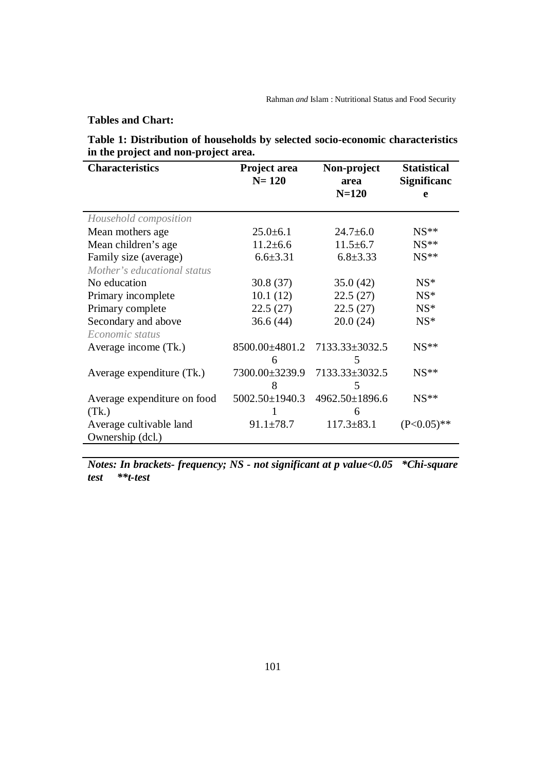**Tables and Chart:**

**Table 1: Distribution of households by selected socio-economic characteristics in the project and non-project area.**

| Characteristics | Project area N= 120 | Non-project area N=120 | Statistical Significance |
|---|---|---|---|
| *Household composition* | | | |
| Mean mothers age | 25.0±6.1 | 24.7±6.0 | NS** |
| Mean children's age | 11.2±6.6 | 11.5±6.7 | NS** |
| Family size (average) | 6.6±3.31 | 6.8±3.33 | NS** |
| *Mother's educational status* | | | |
| No education | 30.8 (37) | 35.0 (42) | NS* |
| Primary incomplete | 10.1 (12) | 22.5 (27) | NS* |
| Primary complete | 22.5 (27) | 22.5 (27) | NS* |
| Secondary and above | 36.6 (44) | 20.0 (24) | NS* |
| *Economic status* | | | |
| Average income (Tk.) | 8500.00±4801.26 | 7133.33±3032.55 | NS** |
| Average expenditure (Tk.) | 7300.00±3239.98 | 7133.33±3032.55 | NS** |
| Average expenditure on food (Tk.) | 5002.50±1940.31 | 4962.50±1896.66 | NS** |
| Average cultivable land Ownership (dcl.) | 91.1±78.7 | 117.3±83.1 | $(P<0.05)$** |

***Notes: In brackets- frequency; NS - not significant at p value<0.05 \*Chi-square test \*\*t-test***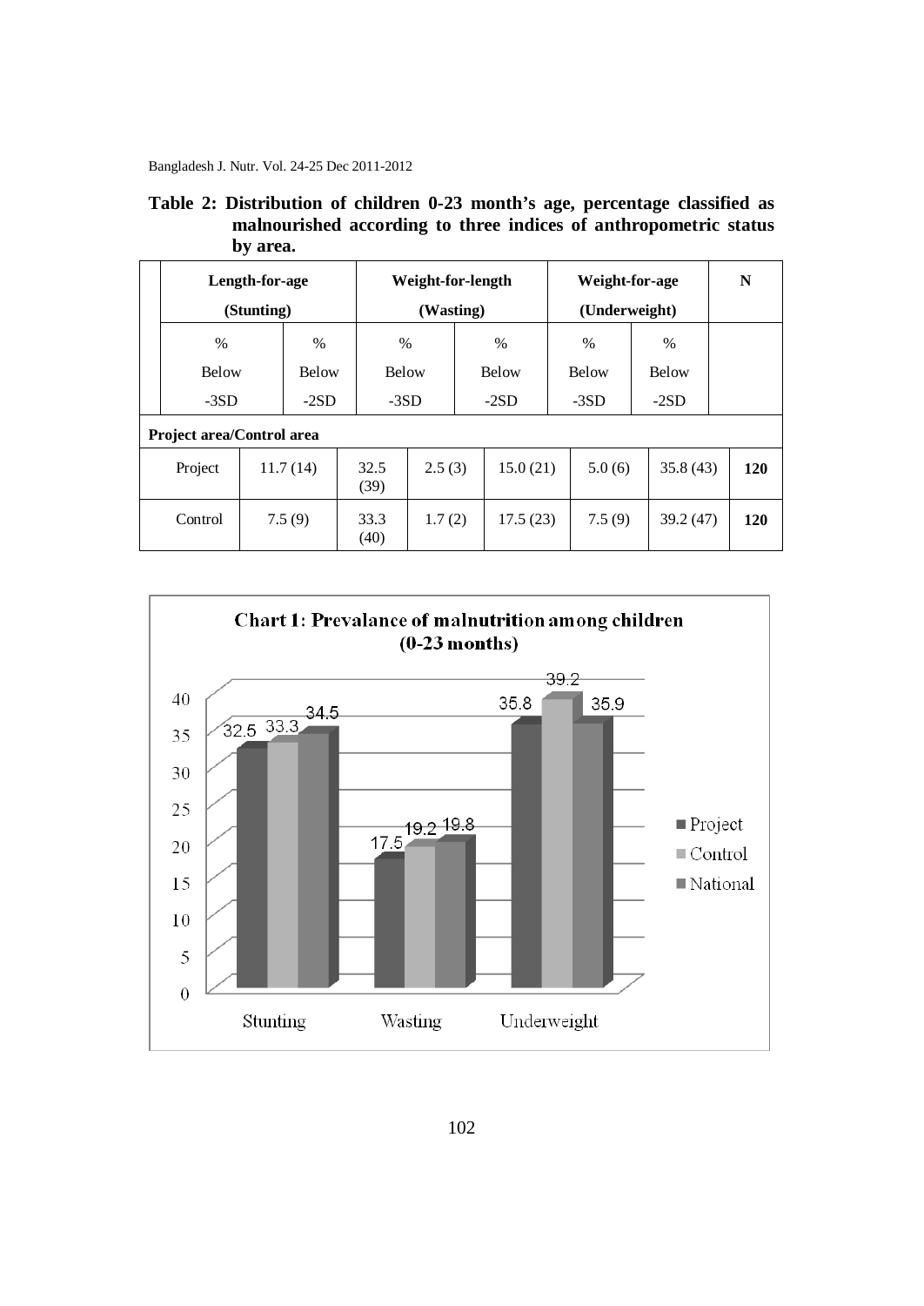**Table 2: Distribution of children 0-23 month's age, percentage classified as malnourished according to three indices of anthropometric status by area.**

| | Length-for-age (Stunting) | | Weight-for-length (Wasting) | | Weight-for-age (Underweight) | | N |
|---|---|---|---|---|---|---|---|
| | % Below -3SD | % Below -2SD | % Below -3SD | % Below -2SD | % Below -3SD | % Below -2SD | |
| **Project area/Control area** | | | | | | | |
| Project | 11.7 (14) | 32.5 (39) | 2.5 (3) | 15.0 (21) | 5.0 (6) | 35.8 (43) | **120** |
| Control | 7.5 (9) | 33.3 (40) | 1.7 (2) | 17.5 (23) | 7.5 (9) | 39.2 (47) | **120** |

**Chart 1: Prevalance of malnutrition among children (0-23 months)**

| | Project | Control | National |
|---|---|---|---|
| Stunting | 32.5 | 33.3 | 34.5 |
| Wasting | 17.5 | 19.2 | 19.8 |
| Underweight | 35.8 | 39.2 | 35.9 |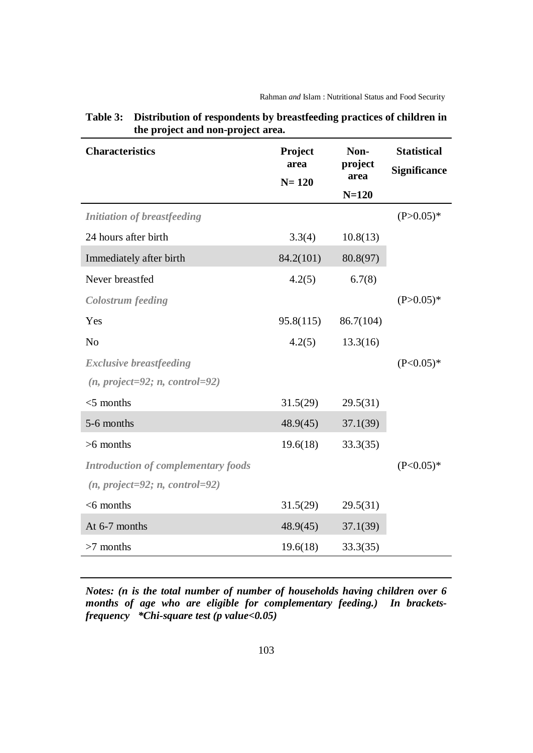**Table 3: Distribution of respondents by breastfeeding practices of children in the project and non-project area.**

| Characteristics | Project area N= 120 | Non-project area N=120 | Statistical Significance |
|---|---|---|---|
| ***Initiation of breastfeeding*** | | | (P>0.05)* |
| 24 hours after birth | 3.3(4) | 10.8(13) | |
| Immediately after birth | 84.2(101) | 80.8(97) | |
| Never breastfed | 4.2(5) | 6.7(8) | |
| ***Colostrum feeding*** | | | (P>0.05)* |
| Yes | 95.8(115) | 86.7(104) | |
| No | 4.2(5) | 13.3(16) | |
| ***Exclusive breastfeeding*** ***(n, project=92; n, control=92)*** | | | (P<0.05)* |
| <5 months | 31.5(29) | 29.5(31) | |
| 5-6 months | 48.9(45) | 37.1(39) | |
| >6 months | 19.6(18) | 33.3(35) | |
| ***Introduction of complementary foods*** ***(n, project=92; n, control=92)*** | | | (P<0.05)* |
| <6 months | 31.5(29) | 29.5(31) | |
| At 6-7 months | 48.9(45) | 37.1(39) | |
| >7 months | 19.6(18) | 33.3(35) | |

***Notes: (n is the total number of number of households having children over 6 months of age who are eligible for complementary feeding.) In brackets-frequency \*Chi-square test (p value<0.05)***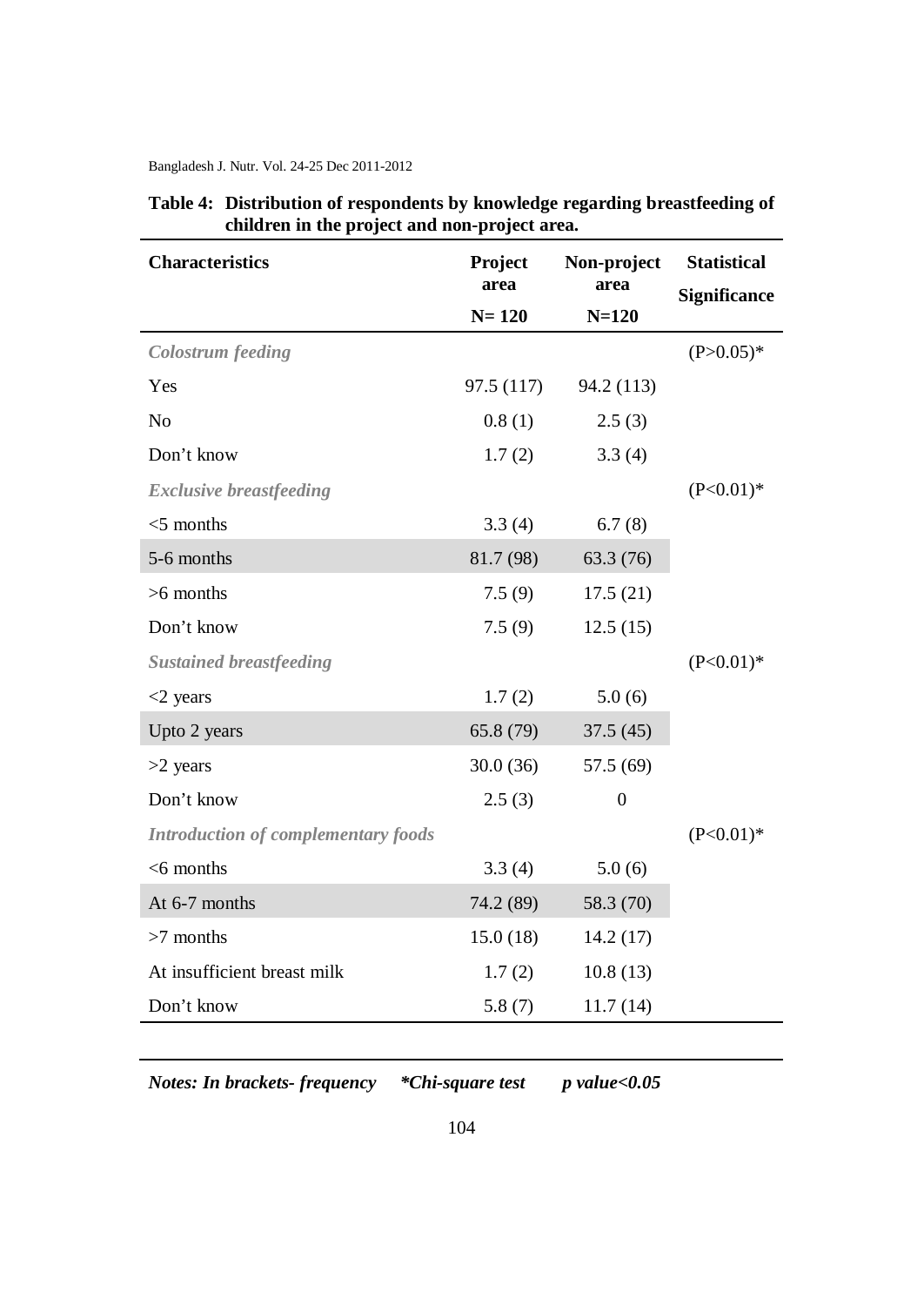**Table 4: Distribution of respondents by knowledge regarding breastfeeding of children in the project and non-project area.**

| Characteristics | Project area N= 120 | Non-project area N=120 | Statistical Significance |
|---|---|---|---|
| ***Colostrum feeding*** | | | (P>0.05)* |
| Yes | 97.5 (117) | 94.2 (113) | |
| No | 0.8 (1) | 2.5 (3) | |
| Don't know | 1.7 (2) | 3.3 (4) | |
| ***Exclusive breastfeeding*** | | | (P<0.01)* |
| <5 months | 3.3 (4) | 6.7 (8) | |
| 5-6 months | 81.7 (98) | 63.3 (76) | |
| >6 months | 7.5 (9) | 17.5 (21) | |
| Don't know | 7.5 (9) | 12.5 (15) | |
| ***Sustained breastfeeding*** | | | (P<0.01)* |
| <2 years | 1.7 (2) | 5.0 (6) | |
| Upto 2 years | 65.8 (79) | 37.5 (45) | |
| >2 years | 30.0 (36) | 57.5 (69) | |
| Don't know | 2.5 (3) | 0 | |
| ***Introduction of complementary foods*** | | | (P<0.01)* |
| <6 months | 3.3 (4) | 5.0 (6) | |
| At 6-7 months | 74.2 (89) | 58.3 (70) | |
| >7 months | 15.0 (18) | 14.2 (17) | |
| At insufficient breast milk | 1.7 (2) | 10.8 (13) | |
| Don't know | 5.8 (7) | 11.7 (14) | |

***Notes: In brackets- frequency &nbsp;&nbsp;&nbsp; *Chi-square test &nbsp;&nbsp;&nbsp; p value<0.05***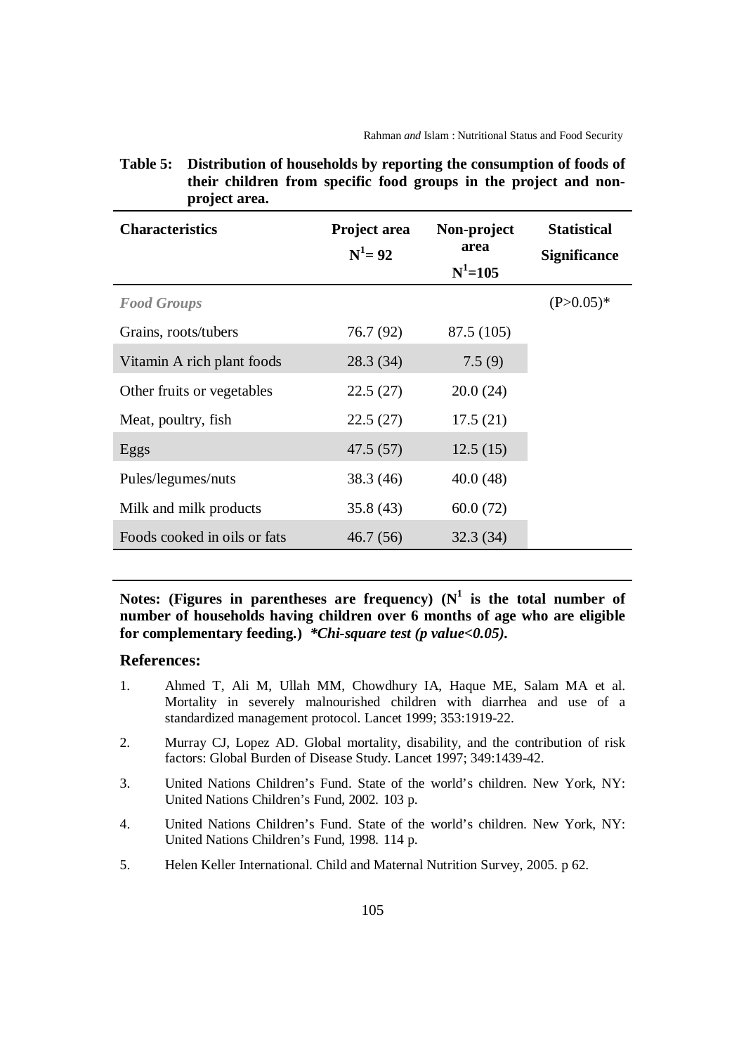**Table 5: Distribution of households by reporting the consumption of foods of their children from specific food groups in the project and non-project area.**

| Characteristics | Project area $N^1 = 92$ | Non-project area $N^1=105$ | Statistical Significance |
|---|---|---|---|
| *Food Groups* | | | (P>0.05)* |
| Grains, roots/tubers | 76.7 (92) | 87.5 (105) | |
| Vitamin A rich plant foods | 28.3 (34) | 7.5 (9) | |
| Other fruits or vegetables | 22.5 (27) | 20.0 (24) | |
| Meat, poultry, fish | 22.5 (27) | 17.5 (21) | |
| Eggs | 47.5 (57) | 12.5 (15) | |
| Pules/legumes/nuts | 38.3 (46) | 40.0 (48) | |
| Milk and milk products | 35.8 (43) | 60.0 (72) | |
| Foods cooked in oils or fats | 46.7 (56) | 32.3 (34) | |

**Notes: (Figures in parentheses are frequency) ($N^1$ is the total number of number of households having children over 6 months of age who are eligible for complementary feeding.)** ***\*Chi-square test (p value<0.05).***

## References:

1. Ahmed T, Ali M, Ullah MM, Chowdhury IA, Haque ME, Salam MA et al. Mortality in severely malnourished children with diarrhea and use of a standardized management protocol. Lancet 1999; 353:1919-22.
2. Murray CJ, Lopez AD. Global mortality, disability, and the contribution of risk factors: Global Burden of Disease Study. Lancet 1997; 349:1439-42.
3. United Nations Children's Fund. State of the world's children. New York, NY: United Nations Children's Fund, 2002. 103 p.
4. United Nations Children's Fund. State of the world's children. New York, NY: United Nations Children's Fund, 1998. 114 p.
5. Helen Keller International. Child and Maternal Nutrition Survey, 2005. p 62.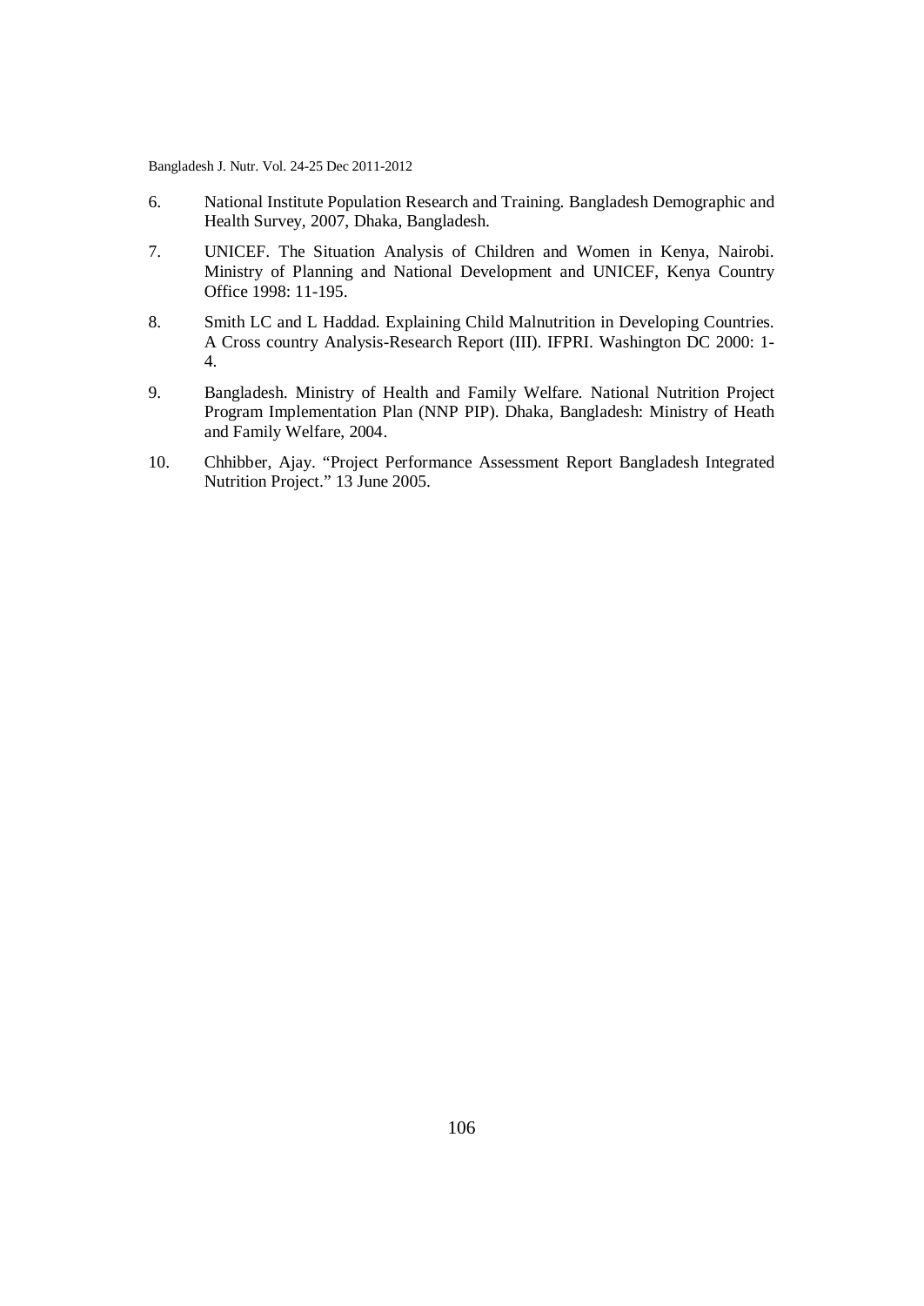6. National Institute Population Research and Training. Bangladesh Demographic and Health Survey, 2007, Dhaka, Bangladesh.

7. UNICEF. The Situation Analysis of Children and Women in Kenya, Nairobi. Ministry of Planning and National Development and UNICEF, Kenya Country Office 1998: 11-195.

8. Smith LC and L Haddad. Explaining Child Malnutrition in Developing Countries. A Cross country Analysis-Research Report (III). IFPRI. Washington DC 2000: 1-4.

9. Bangladesh. Ministry of Health and Family Welfare. National Nutrition Project Program Implementation Plan (NNP PIP). Dhaka, Bangladesh: Ministry of Heath and Family Welfare, 2004.

10. Chhibber, Ajay. "Project Performance Assessment Report Bangladesh Integrated Nutrition Project." 13 June 2005.